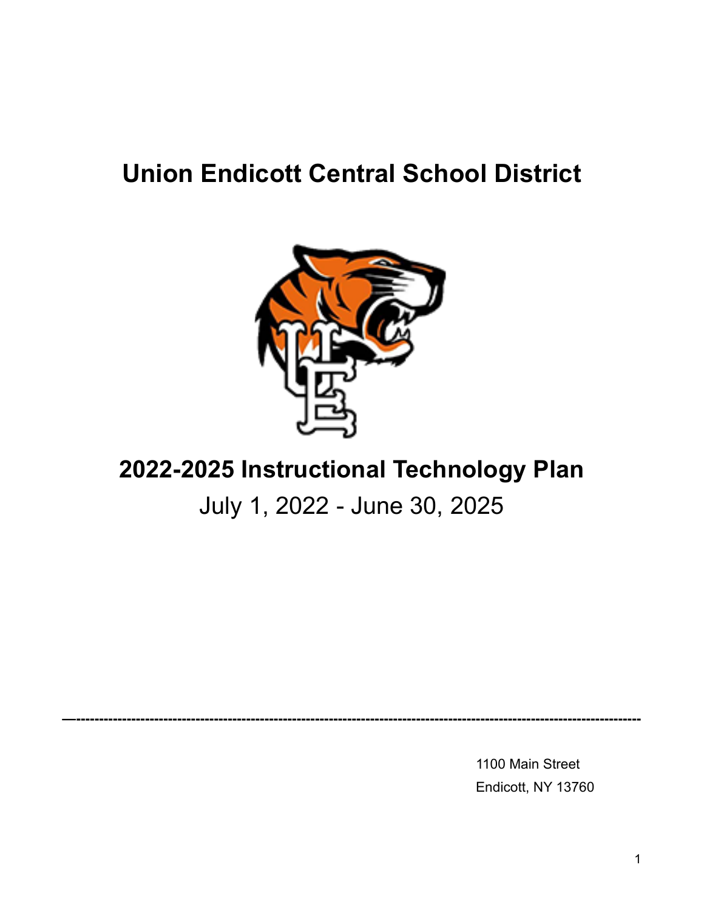# Union Endicott Central School District

## 2022-2025 Instructional Technology Plan

July 1, 2022 - June 30, 2025

---

1100 Main Street
Endicott, NY 13760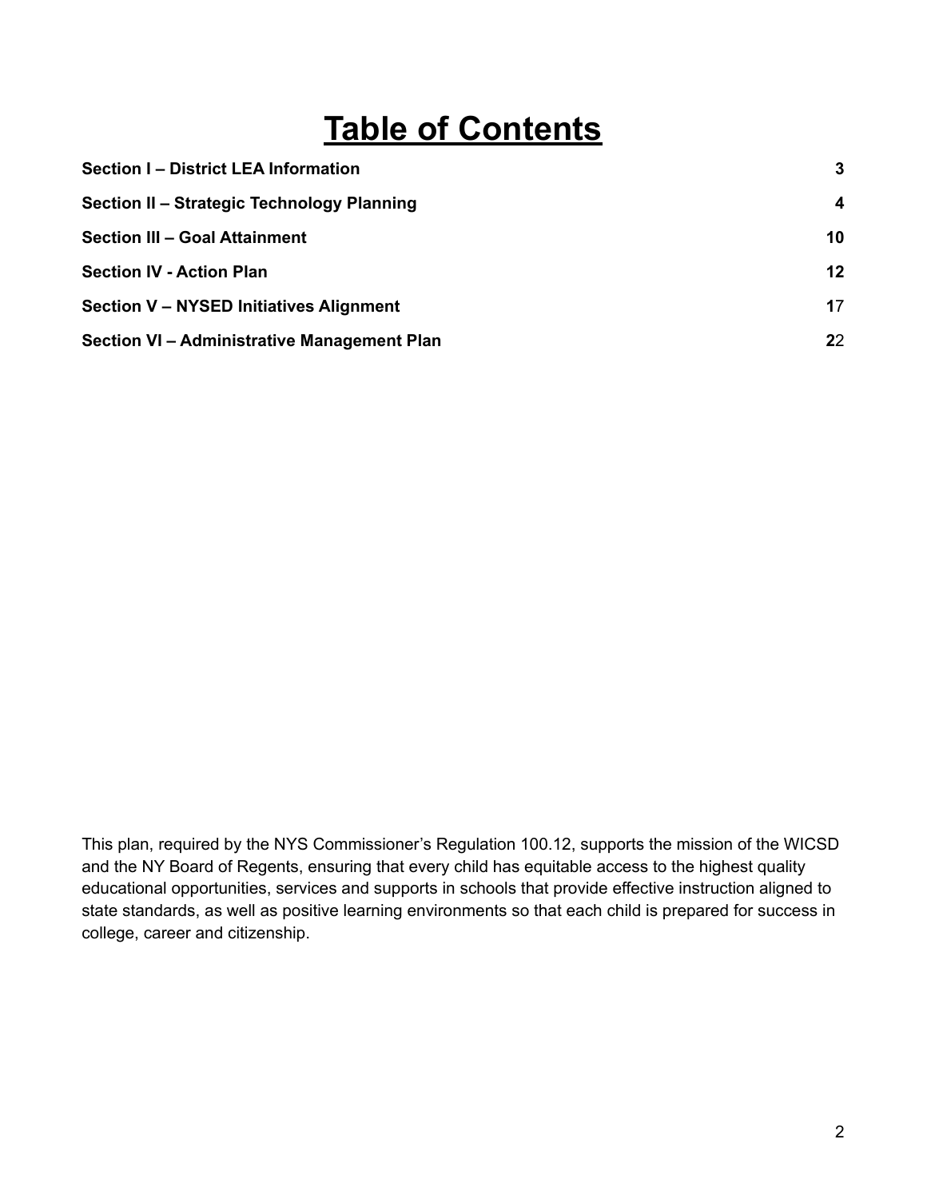# Table of Contents

| | |
|---|---|
| **Section I – District LEA Information** | **3** |
| **Section II – Strategic Technology Planning** | **4** |
| **Section III – Goal Attainment** | **10** |
| **Section IV - Action Plan** | **12** |
| **Section V – NYSED Initiatives Alignment** | **17** |
| **Section VI – Administrative Management Plan** | **22** |

This plan, required by the NYS Commissioner's Regulation 100.12, supports the mission of the WICSD and the NY Board of Regents, ensuring that every child has equitable access to the highest quality educational opportunities, services and supports in schools that provide effective instruction aligned to state standards, as well as positive learning environments so that each child is prepared for success in college, career and citizenship.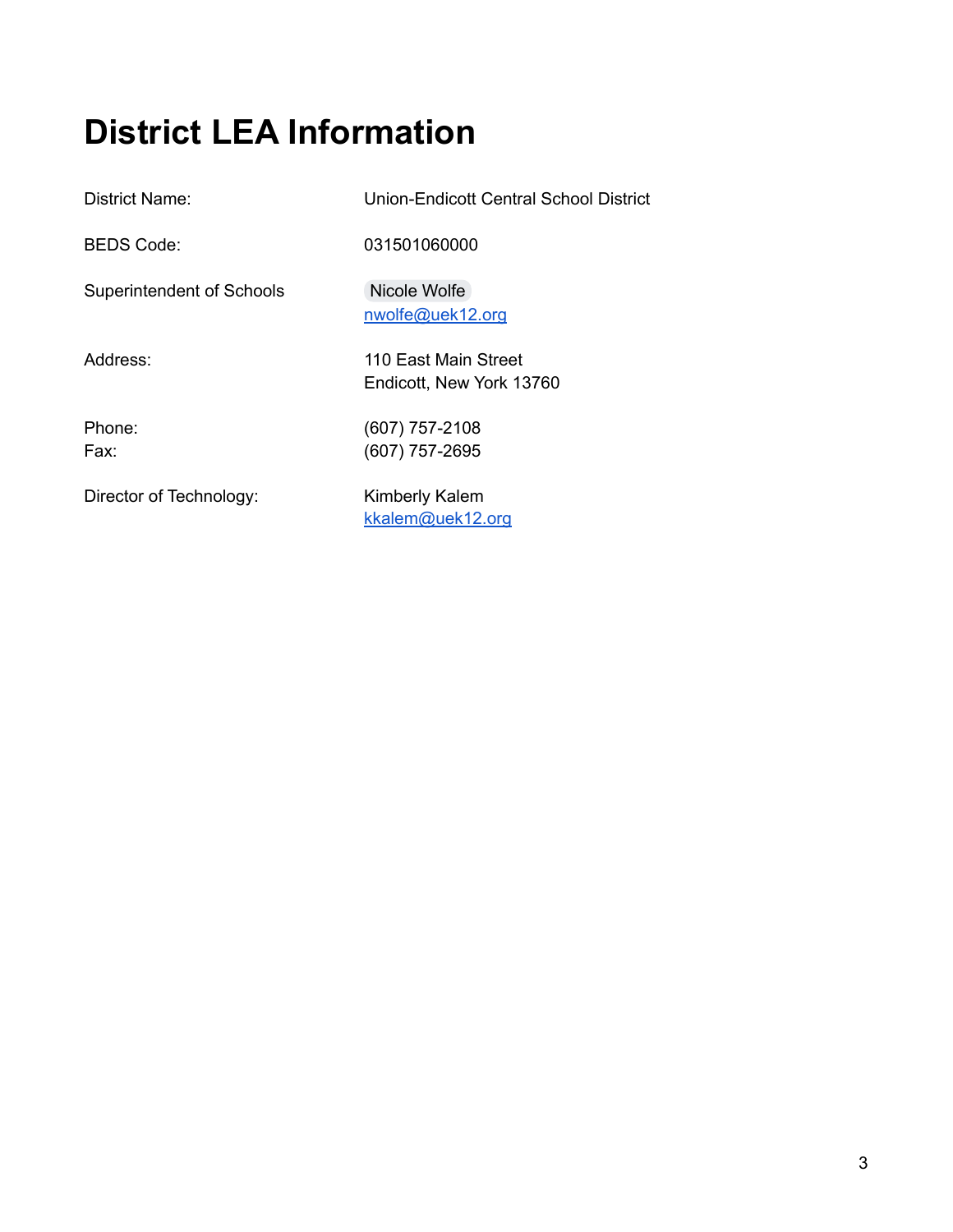# District LEA Information

| | |
|---|---|
| District Name: | Union-Endicott Central School District |
| BEDS Code: | 031501060000 |
| Superintendent of Schools | Nicole Wolfe<br>nwolfe@uek12.org |
| Address: | 110 East Main Street<br>Endicott, New York 13760 |
| Phone:<br>Fax: | (607) 757-2108<br>(607) 757-2695 |
| Director of Technology: | Kimberly Kalem<br>kkalem@uek12.org |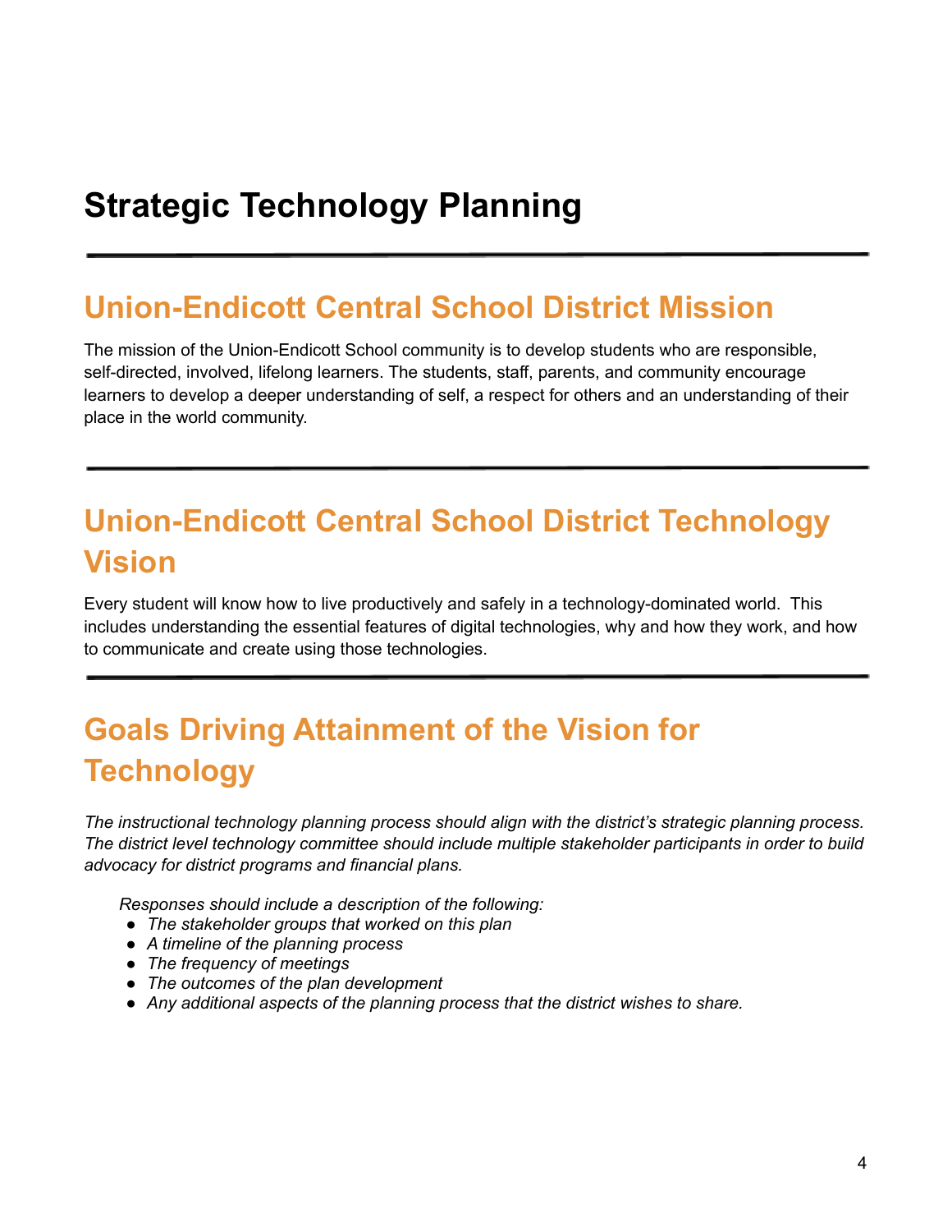# Strategic Technology Planning

---

## Union-Endicott Central School District Mission

The mission of the Union-Endicott School community is to develop students who are responsible, self-directed, involved, lifelong learners. The students, staff, parents, and community encourage learners to develop a deeper understanding of self, a respect for others and an understanding of their place in the world community.

---

## Union-Endicott Central School District Technology Vision

Every student will know how to live productively and safely in a technology-dominated world. This includes understanding the essential features of digital technologies, why and how they work, and how to communicate and create using those technologies.

---

## Goals Driving Attainment of the Vision for Technology

*The instructional technology planning process should align with the district's strategic planning process. The district level technology committee should include multiple stakeholder participants in order to build advocacy for district programs and financial plans.*

*Responses should include a description of the following:*

- *The stakeholder groups that worked on this plan*
- *A timeline of the planning process*
- *The frequency of meetings*
- *The outcomes of the plan development*
- *Any additional aspects of the planning process that the district wishes to share.*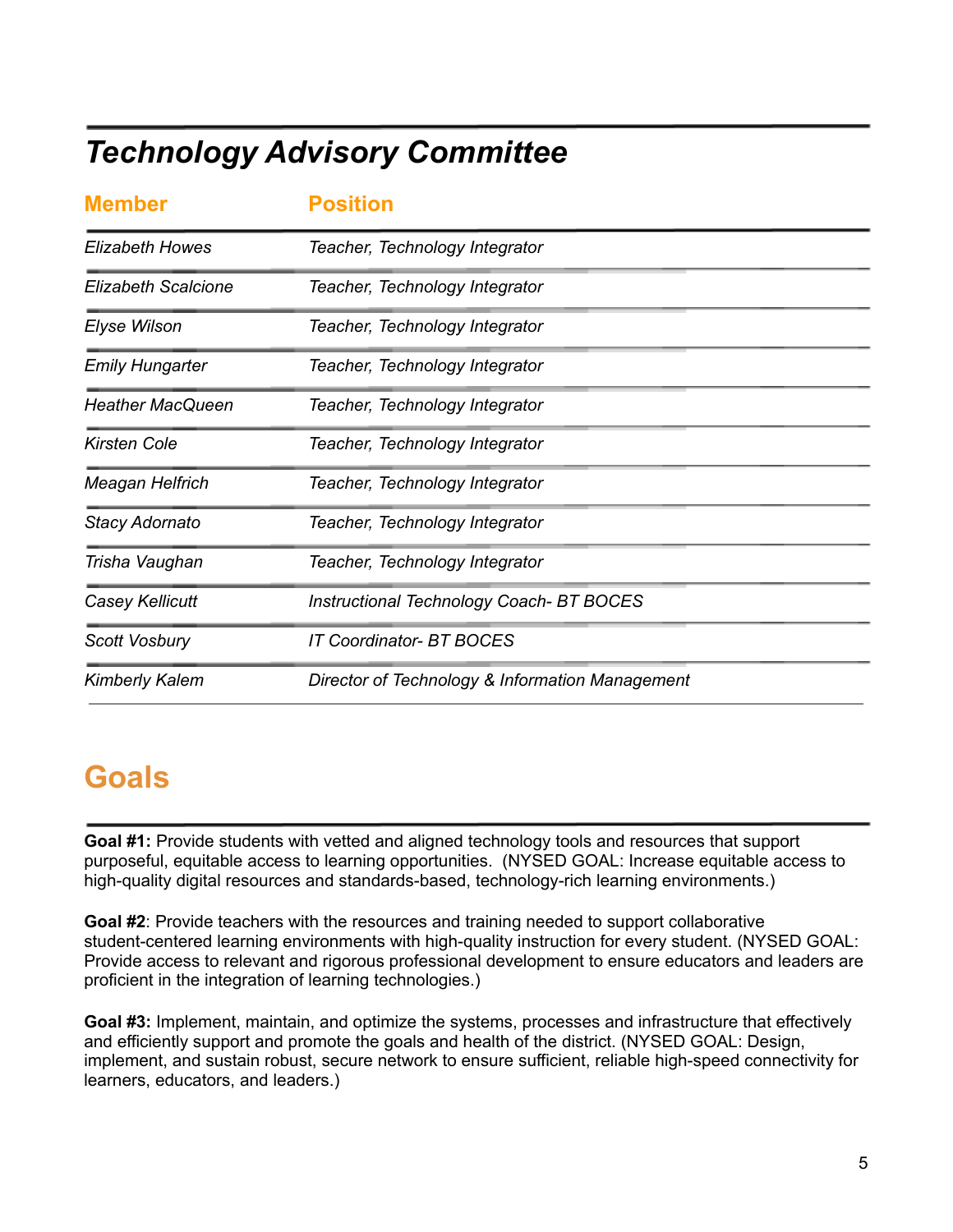## *Technology Advisory Committee*

| Member | Position |
|---|---|
| *Elizabeth Howes* | *Teacher, Technology Integrator* |
| *Elizabeth Scalcione* | *Teacher, Technology Integrator* |
| *Elyse Wilson* | *Teacher, Technology Integrator* |
| *Emily Hungarter* | *Teacher, Technology Integrator* |
| *Heather MacQueen* | *Teacher, Technology Integrator* |
| *Kirsten Cole* | *Teacher, Technology Integrator* |
| *Meagan Helfrich* | *Teacher, Technology Integrator* |
| *Stacy Adornato* | *Teacher, Technology Integrator* |
| *Trisha Vaughan* | *Teacher, Technology Integrator* |
| *Casey Kellicutt* | *Instructional Technology Coach- BT BOCES* |
| *Scott Vosbury* | *IT Coordinator- BT BOCES* |
| *Kimberly Kalem* | *Director of Technology & Information Management* |

## Goals

**Goal #1:** Provide students with vetted and aligned technology tools and resources that support purposeful, equitable access to learning opportunities. (NYSED GOAL: Increase equitable access to high-quality digital resources and standards-based, technology-rich learning environments.)

**Goal #2**: Provide teachers with the resources and training needed to support collaborative student-centered learning environments with high-quality instruction for every student. (NYSED GOAL: Provide access to relevant and rigorous professional development to ensure educators and leaders are proficient in the integration of learning technologies.)

**Goal #3:** Implement, maintain, and optimize the systems, processes and infrastructure that effectively and efficiently support and promote the goals and health of the district. (NYSED GOAL: Design, implement, and sustain robust, secure network to ensure sufficient, reliable high-speed connectivity for learners, educators, and leaders.)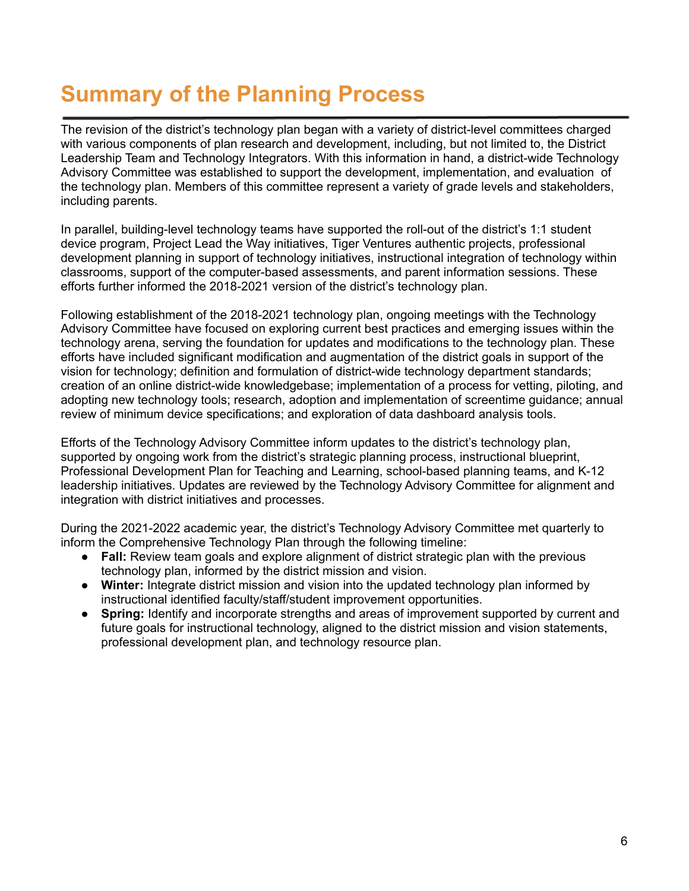# Summary of the Planning Process

The revision of the district's technology plan began with a variety of district-level committees charged with various components of plan research and development, including, but not limited to, the District Leadership Team and Technology Integrators. With this information in hand, a district-wide Technology Advisory Committee was established to support the development, implementation, and evaluation of the technology plan. Members of this committee represent a variety of grade levels and stakeholders, including parents.

In parallel, building-level technology teams have supported the roll-out of the district's 1:1 student device program, Project Lead the Way initiatives, Tiger Ventures authentic projects, professional development planning in support of technology initiatives, instructional integration of technology within classrooms, support of the computer-based assessments, and parent information sessions. These efforts further informed the 2018-2021 version of the district's technology plan.

Following establishment of the 2018-2021 technology plan, ongoing meetings with the Technology Advisory Committee have focused on exploring current best practices and emerging issues within the technology arena, serving the foundation for updates and modifications to the technology plan. These efforts have included significant modification and augmentation of the district goals in support of the vision for technology; definition and formulation of district-wide technology department standards; creation of an online district-wide knowledgebase; implementation of a process for vetting, piloting, and adopting new technology tools; research, adoption and implementation of screentime guidance; annual review of minimum device specifications; and exploration of data dashboard analysis tools.

Efforts of the Technology Advisory Committee inform updates to the district's technology plan, supported by ongoing work from the district's strategic planning process, instructional blueprint, Professional Development Plan for Teaching and Learning, school-based planning teams, and K-12 leadership initiatives. Updates are reviewed by the Technology Advisory Committee for alignment and integration with district initiatives and processes.

During the 2021-2022 academic year, the district's Technology Advisory Committee met quarterly to inform the Comprehensive Technology Plan through the following timeline:

- **Fall:** Review team goals and explore alignment of district strategic plan with the previous technology plan, informed by the district mission and vision.
- **Winter:** Integrate district mission and vision into the updated technology plan informed by instructional identified faculty/staff/student improvement opportunities.
- **Spring:** Identify and incorporate strengths and areas of improvement supported by current and future goals for instructional technology, aligned to the district mission and vision statements, professional development plan, and technology resource plan.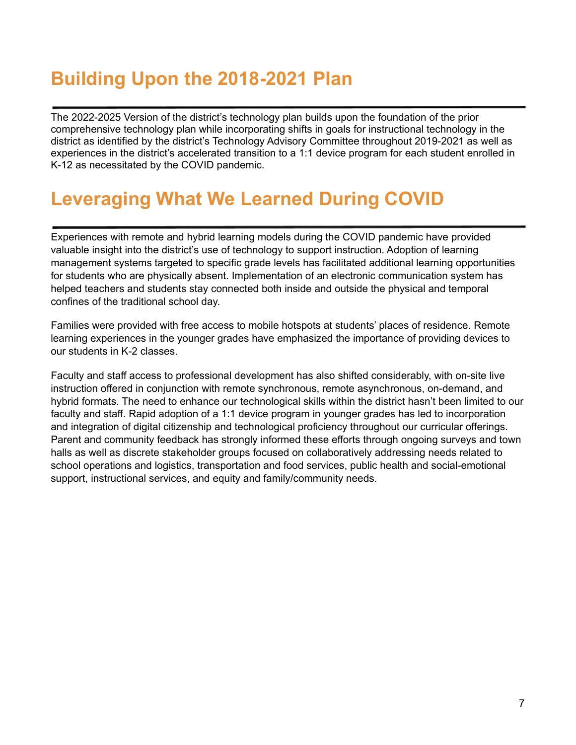# Building Upon the 2018-2021 Plan

The 2022-2025 Version of the district's technology plan builds upon the foundation of the prior comprehensive technology plan while incorporating shifts in goals for instructional technology in the district as identified by the district's Technology Advisory Committee throughout 2019-2021 as well as experiences in the district's accelerated transition to a 1:1 device program for each student enrolled in K-12 as necessitated by the COVID pandemic.

# Leveraging What We Learned During COVID

Experiences with remote and hybrid learning models during the COVID pandemic have provided valuable insight into the district's use of technology to support instruction. Adoption of learning management systems targeted to specific grade levels has facilitated additional learning opportunities for students who are physically absent. Implementation of an electronic communication system has helped teachers and students stay connected both inside and outside the physical and temporal confines of the traditional school day.

Families were provided with free access to mobile hotspots at students' places of residence. Remote learning experiences in the younger grades have emphasized the importance of providing devices to our students in K-2 classes.

Faculty and staff access to professional development has also shifted considerably, with on-site live instruction offered in conjunction with remote synchronous, remote asynchronous, on-demand, and hybrid formats. The need to enhance our technological skills within the district hasn't been limited to our faculty and staff. Rapid adoption of a 1:1 device program in younger grades has led to incorporation and integration of digital citizenship and technological proficiency throughout our curricular offerings. Parent and community feedback has strongly informed these efforts through ongoing surveys and town halls as well as discrete stakeholder groups focused on collaboratively addressing needs related to school operations and logistics, transportation and food services, public health and social-emotional support, instructional services, and equity and family/community needs.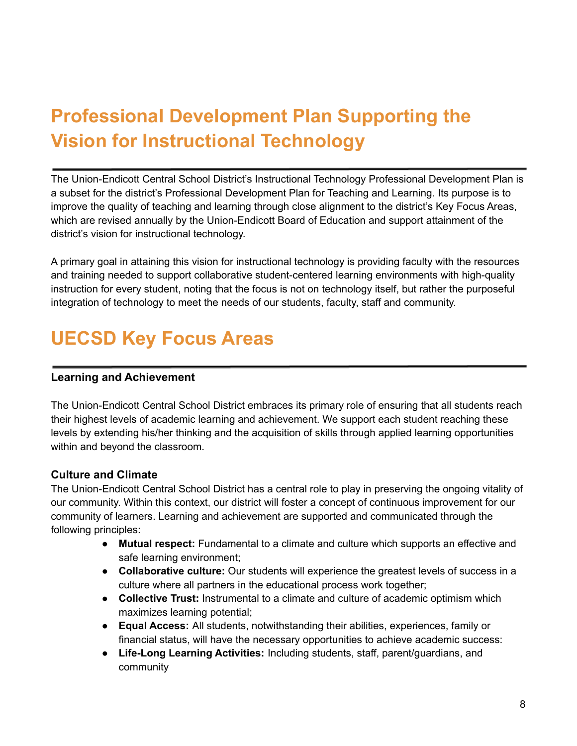# Professional Development Plan Supporting the Vision for Instructional Technology

The Union-Endicott Central School District's Instructional Technology Professional Development Plan is a subset for the district's Professional Development Plan for Teaching and Learning. Its purpose is to improve the quality of teaching and learning through close alignment to the district's Key Focus Areas, which are revised annually by the Union-Endicott Board of Education and support attainment of the district's vision for instructional technology.

A primary goal in attaining this vision for instructional technology is providing faculty with the resources and training needed to support collaborative student-centered learning environments with high-quality instruction for every student, noting that the focus is not on technology itself, but rather the purposeful integration of technology to meet the needs of our students, faculty, staff and community.

# UECSD Key Focus Areas

**Learning and Achievement**

The Union-Endicott Central School District embraces its primary role of ensuring that all students reach their highest levels of academic learning and achievement. We support each student reaching these levels by extending his/her thinking and the acquisition of skills through applied learning opportunities within and beyond the classroom.

### Culture and Climate

The Union-Endicott Central School District has a central role to play in preserving the ongoing vitality of our community. Within this context, our district will foster a concept of continuous improvement for our community of learners. Learning and achievement are supported and communicated through the following principles:

- **Mutual respect:** Fundamental to a climate and culture which supports an effective and safe learning environment;
- **Collaborative culture:** Our students will experience the greatest levels of success in a culture where all partners in the educational process work together;
- **Collective Trust:** Instrumental to a climate and culture of academic optimism which maximizes learning potential;
- **Equal Access:** All students, notwithstanding their abilities, experiences, family or financial status, will have the necessary opportunities to achieve academic success:
- **Life-Long Learning Activities:** Including students, staff, parent/guardians, and community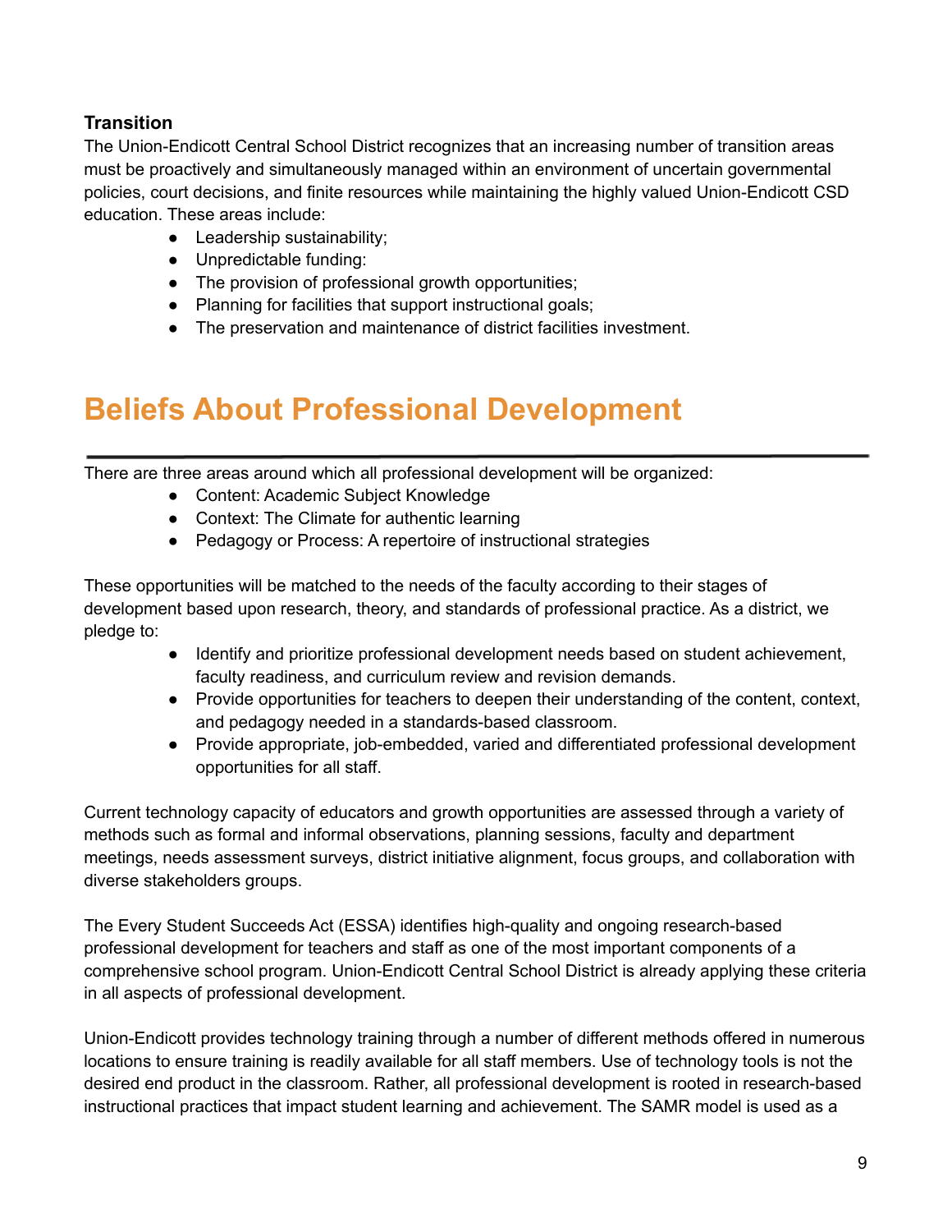**Transition**

The Union-Endicott Central School District recognizes that an increasing number of transition areas must be proactively and simultaneously managed within an environment of uncertain governmental policies, court decisions, and finite resources while maintaining the highly valued Union-Endicott CSD education. These areas include:

- Leadership sustainability;
- Unpredictable funding:
- The provision of professional growth opportunities;
- Planning for facilities that support instructional goals;
- The preservation and maintenance of district facilities investment.

# Beliefs About Professional Development

There are three areas around which all professional development will be organized:

- Content: Academic Subject Knowledge
- Context: The Climate for authentic learning
- Pedagogy or Process: A repertoire of instructional strategies

These opportunities will be matched to the needs of the faculty according to their stages of development based upon research, theory, and standards of professional practice. As a district, we pledge to:

- Identify and prioritize professional development needs based on student achievement, faculty readiness, and curriculum review and revision demands.
- Provide opportunities for teachers to deepen their understanding of the content, context, and pedagogy needed in a standards-based classroom.
- Provide appropriate, job-embedded, varied and differentiated professional development opportunities for all staff.

Current technology capacity of educators and growth opportunities are assessed through a variety of methods such as formal and informal observations, planning sessions, faculty and department meetings, needs assessment surveys, district initiative alignment, focus groups, and collaboration with diverse stakeholders groups.

The Every Student Succeeds Act (ESSA) identifies high-quality and ongoing research-based professional development for teachers and staff as one of the most important components of a comprehensive school program. Union-Endicott Central School District is already applying these criteria in all aspects of professional development.

Union-Endicott provides technology training through a number of different methods offered in numerous locations to ensure training is readily available for all staff members. Use of technology tools is not the desired end product in the classroom. Rather, all professional development is rooted in research-based instructional practices that impact student learning and achievement. The SAMR model is used as a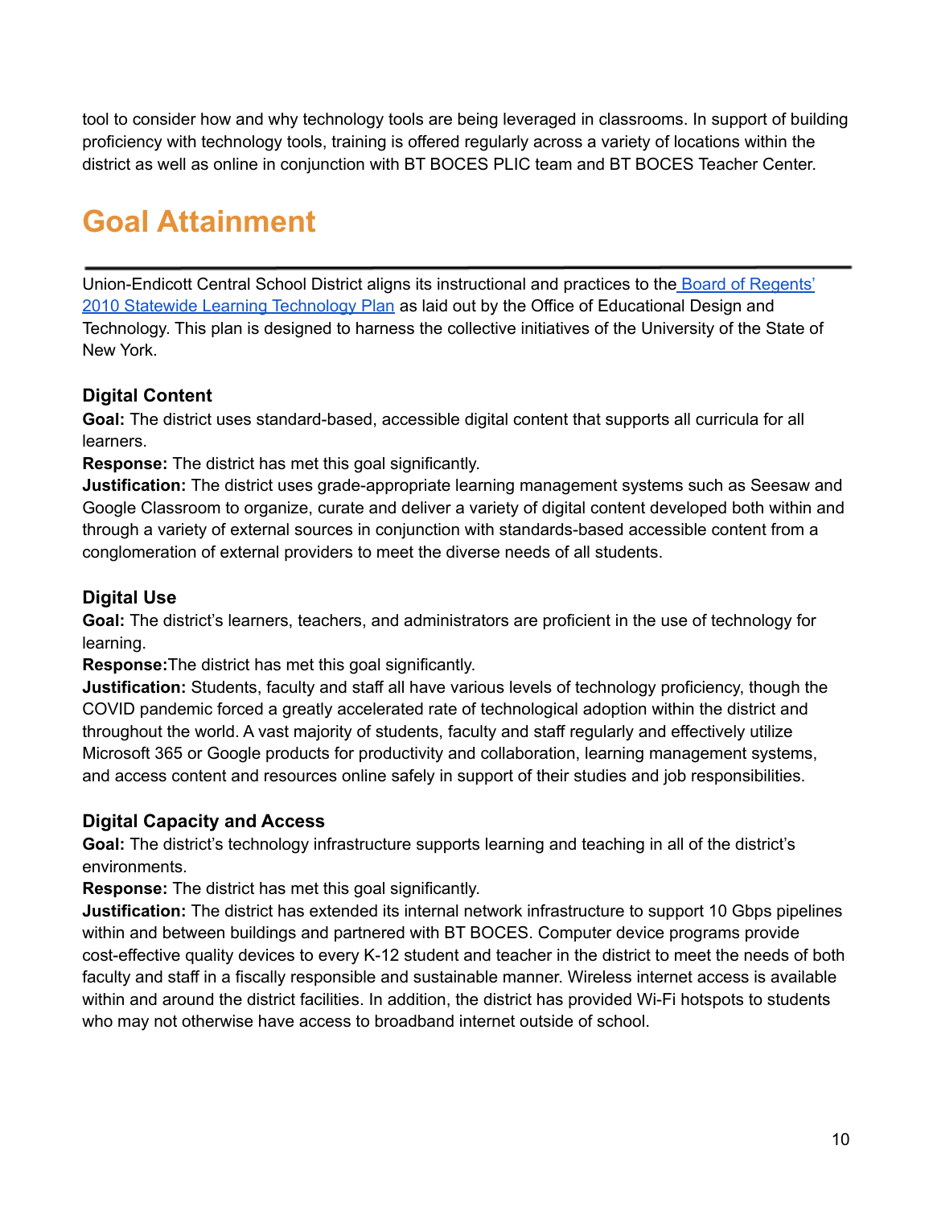tool to consider how and why technology tools are being leveraged in classrooms. In support of building proficiency with technology tools, training is offered regularly across a variety of locations within the district as well as online in conjunction with BT BOCES PLIC team and BT BOCES Teacher Center.

# Goal Attainment

Union-Endicott Central School District aligns its instructional and practices to the Board of Regents' 2010 Statewide Learning Technology Plan as laid out by the Office of Educational Design and Technology. This plan is designed to harness the collective initiatives of the University of the State of New York.

### Digital Content

**Goal:** The district uses standard-based, accessible digital content that supports all curricula for all learners.

**Response:** The district has met this goal significantly.

**Justification:** The district uses grade-appropriate learning management systems such as Seesaw and Google Classroom to organize, curate and deliver a variety of digital content developed both within and through a variety of external sources in conjunction with standards-based accessible content from a conglomeration of external providers to meet the diverse needs of all students.

### Digital Use

**Goal:** The district's learners, teachers, and administrators are proficient in the use of technology for learning.

**Response:**The district has met this goal significantly.

**Justification:** Students, faculty and staff all have various levels of technology proficiency, though the COVID pandemic forced a greatly accelerated rate of technological adoption within the district and throughout the world. A vast majority of students, faculty and staff regularly and effectively utilize Microsoft 365 or Google products for productivity and collaboration, learning management systems, and access content and resources online safely in support of their studies and job responsibilities.

### Digital Capacity and Access

**Goal:** The district's technology infrastructure supports learning and teaching in all of the district's environments.

**Response:** The district has met this goal significantly.

**Justification:** The district has extended its internal network infrastructure to support 10 Gbps pipelines within and between buildings and partnered with BT BOCES. Computer device programs provide cost-effective quality devices to every K-12 student and teacher in the district to meet the needs of both faculty and staff in a fiscally responsible and sustainable manner. Wireless internet access is available within and around the district facilities. In addition, the district has provided Wi-Fi hotspots to students who may not otherwise have access to broadband internet outside of school.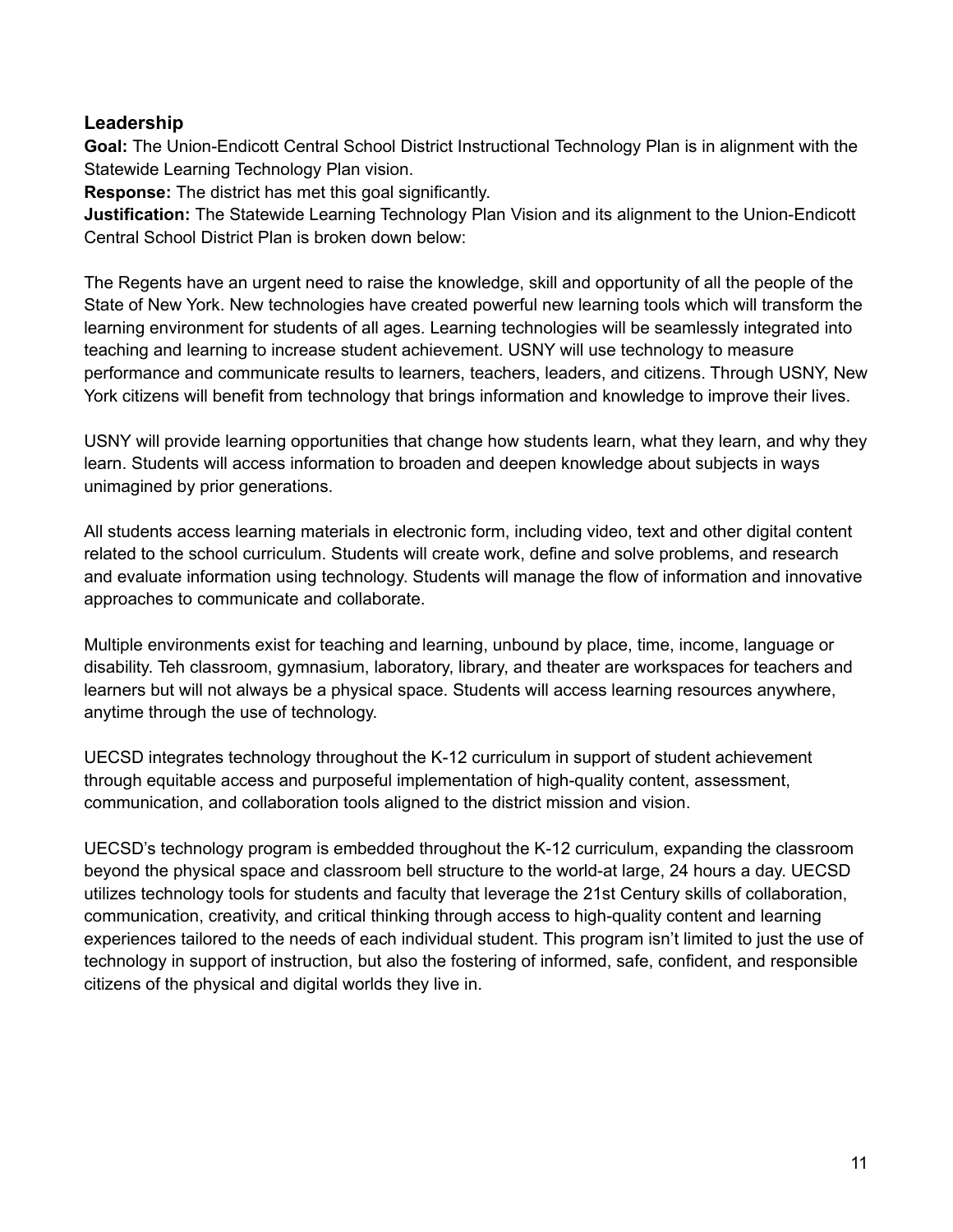## Leadership

**Goal:** The Union-Endicott Central School District Instructional Technology Plan is in alignment with the Statewide Learning Technology Plan vision.

**Response:** The district has met this goal significantly.

**Justification:** The Statewide Learning Technology Plan Vision and its alignment to the Union-Endicott Central School District Plan is broken down below:

The Regents have an urgent need to raise the knowledge, skill and opportunity of all the people of the State of New York. New technologies have created powerful new learning tools which will transform the learning environment for students of all ages. Learning technologies will be seamlessly integrated into teaching and learning to increase student achievement. USNY will use technology to measure performance and communicate results to learners, teachers, leaders, and citizens. Through USNY, New York citizens will benefit from technology that brings information and knowledge to improve their lives.

USNY will provide learning opportunities that change how students learn, what they learn, and why they learn. Students will access information to broaden and deepen knowledge about subjects in ways unimagined by prior generations.

All students access learning materials in electronic form, including video, text and other digital content related to the school curriculum. Students will create work, define and solve problems, and research and evaluate information using technology. Students will manage the flow of information and innovative approaches to communicate and collaborate.

Multiple environments exist for teaching and learning, unbound by place, time, income, language or disability. Teh classroom, gymnasium, laboratory, library, and theater are workspaces for teachers and learners but will not always be a physical space. Students will access learning resources anywhere, anytime through the use of technology.

UECSD integrates technology throughout the K-12 curriculum in support of student achievement through equitable access and purposeful implementation of high-quality content, assessment, communication, and collaboration tools aligned to the district mission and vision.

UECSD's technology program is embedded throughout the K-12 curriculum, expanding the classroom beyond the physical space and classroom bell structure to the world-at large, 24 hours a day. UECSD utilizes technology tools for students and faculty that leverage the 21st Century skills of collaboration, communication, creativity, and critical thinking through access to high-quality content and learning experiences tailored to the needs of each individual student. This program isn't limited to just the use of technology in support of instruction, but also the fostering of informed, safe, confident, and responsible citizens of the physical and digital worlds they live in.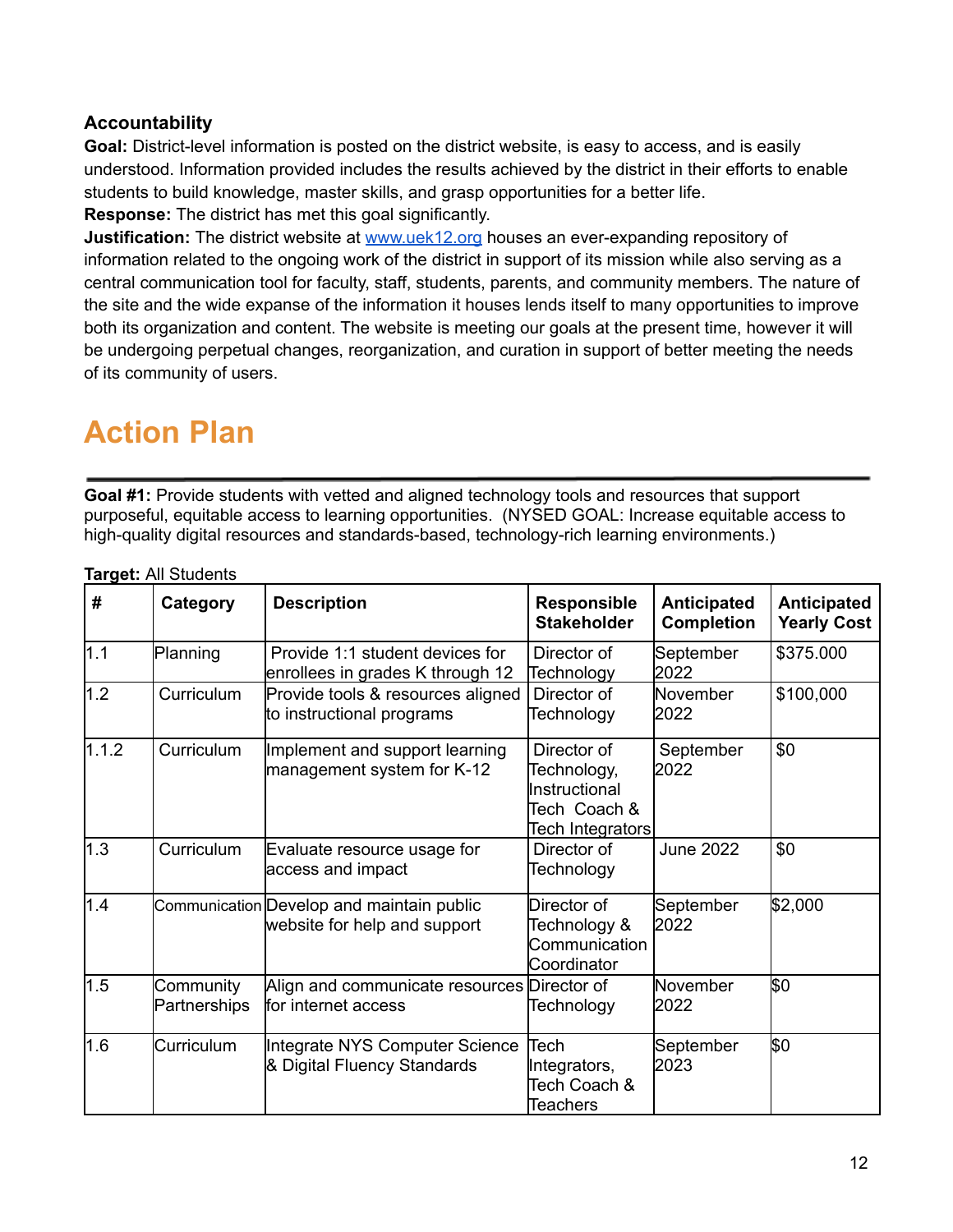**Accountability**

**Goal:** District-level information is posted on the district website, is easy to access, and is easily understood. Information provided includes the results achieved by the district in their efforts to enable students to build knowledge, master skills, and grasp opportunities for a better life.

**Response:** The district has met this goal significantly.

**Justification:** The district website at www.uek12.org houses an ever-expanding repository of information related to the ongoing work of the district in support of its mission while also serving as a central communication tool for faculty, staff, students, parents, and community members. The nature of the site and the wide expanse of the information it houses lends itself to many opportunities to improve both its organization and content. The website is meeting our goals at the present time, however it will be undergoing perpetual changes, reorganization, and curation in support of better meeting the needs of its community of users.

# Action Plan

**Goal #1:** Provide students with vetted and aligned technology tools and resources that support purposeful, equitable access to learning opportunities. (NYSED GOAL: Increase equitable access to high-quality digital resources and standards-based, technology-rich learning environments.)

**Target:** All Students

| # | Category | Description | Responsible Stakeholder | Anticipated Completion | Anticipated Yearly Cost |
|---|---|---|---|---|---|
| 1.1 | Planning | Provide 1:1 student devices for enrollees in grades K through 12 | Director of Technology | September 2022 | $375.000 |
| 1.2 | Curriculum | Provide tools & resources aligned to instructional programs | Director of Technology | November 2022 | $100,000 |
| 1.1.2 | Curriculum | Implement and support learning management system for K-12 | Director of Technology, Instructional Tech Coach & Tech Integrators | September 2022 | $0 |
| 1.3 | Curriculum | Evaluate resource usage for access and impact | Director of Technology | June 2022 | $0 |
| 1.4 | Communication | Develop and maintain public website for help and support | Director of Technology & Communication Coordinator | September 2022 | $2,000 |
| 1.5 | Community Partnerships | Align and communicate resources for internet access | Director of Technology | November 2022 | $0 |
| 1.6 | Curriculum | Integrate NYS Computer Science & Digital Fluency Standards | Tech Integrators, Tech Coach & Teachers | September 2023 | $0 |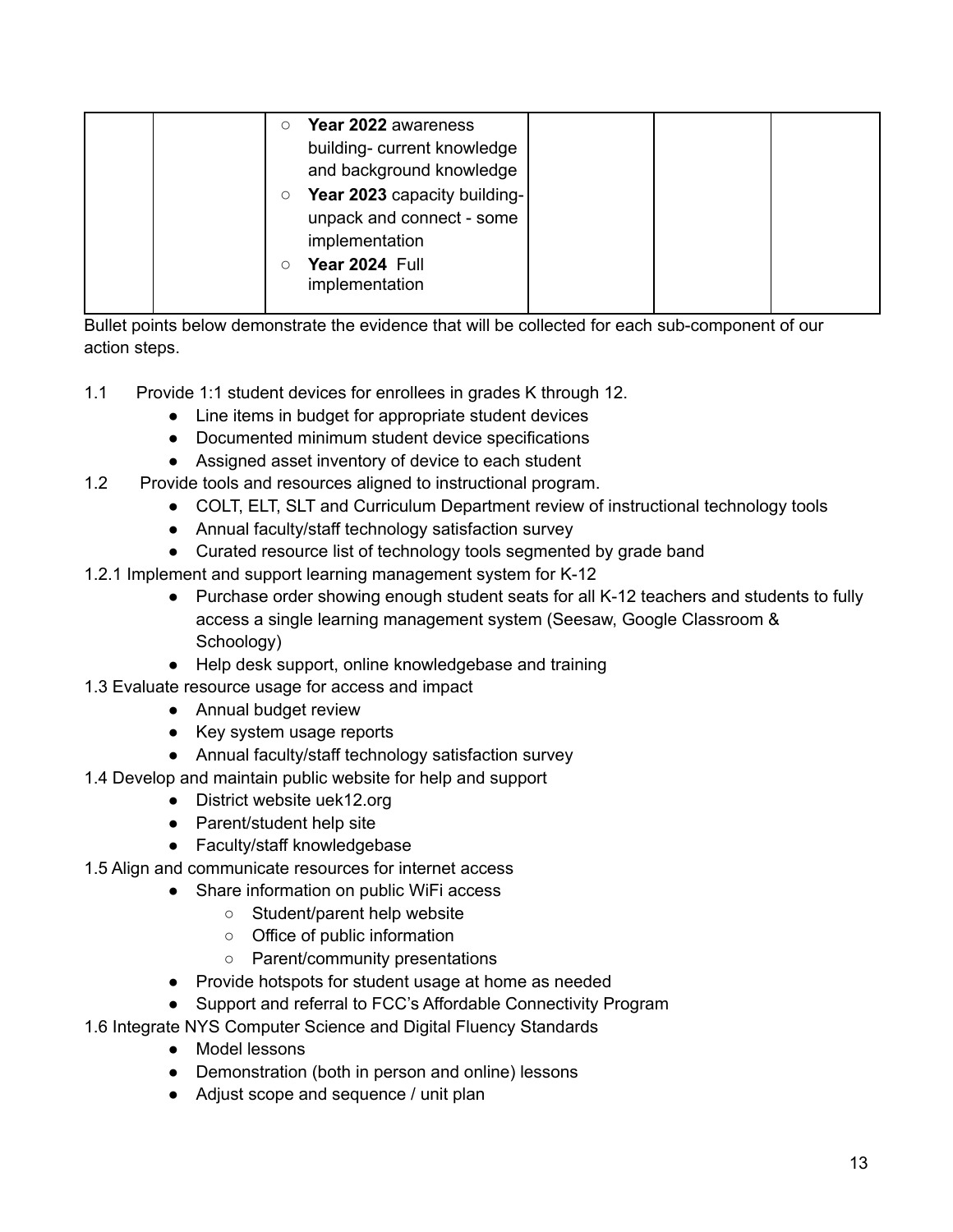| | | | | | |
|---|---|---|---|---|---|
| | | ○ **Year 2022** awareness building- current knowledge and background knowledge<br>○ **Year 2023** capacity building- unpack and connect - some implementation<br>○ **Year 2024** Full implementation | | | |

Bullet points below demonstrate the evidence that will be collected for each sub-component of our action steps.

1.1 Provide 1:1 student devices for enrollees in grades K through 12.
- Line items in budget for appropriate student devices
- Documented minimum student device specifications
- Assigned asset inventory of device to each student

1.2 Provide tools and resources aligned to instructional program.
- COLT, ELT, SLT and Curriculum Department review of instructional technology tools
- Annual faculty/staff technology satisfaction survey
- Curated resource list of technology tools segmented by grade band

1.2.1 Implement and support learning management system for K-12
- Purchase order showing enough student seats for all K-12 teachers and students to fully access a single learning management system (Seesaw, Google Classroom & Schoology)
- Help desk support, online knowledgebase and training

1.3 Evaluate resource usage for access and impact
- Annual budget review
- Key system usage reports
- Annual faculty/staff technology satisfaction survey

1.4 Develop and maintain public website for help and support
- District website uek12.org
- Parent/student help site
- Faculty/staff knowledgebase

1.5 Align and communicate resources for internet access
- Share information on public WiFi access
  - Student/parent help website
  - Office of public information
  - Parent/community presentations
- Provide hotspots for student usage at home as needed
- Support and referral to FCC's Affordable Connectivity Program

1.6 Integrate NYS Computer Science and Digital Fluency Standards
- Model lessons
- Demonstration (both in person and online) lessons
- Adjust scope and sequence / unit plan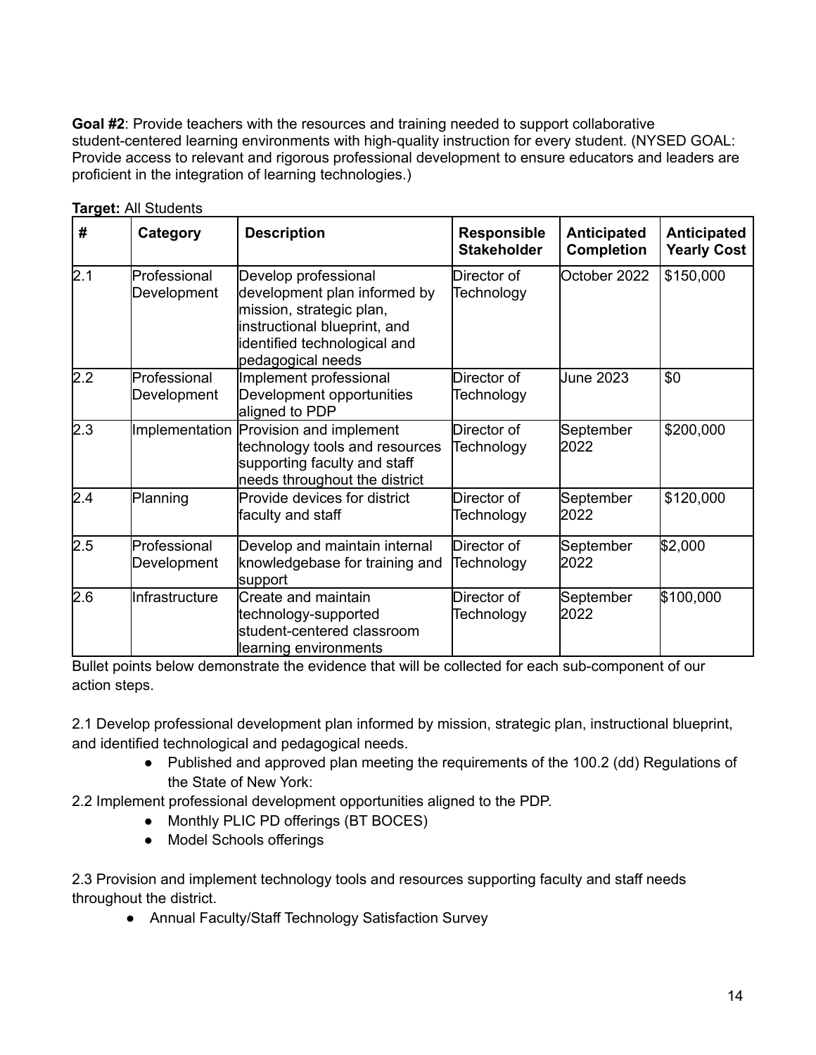**Goal #2**: Provide teachers with the resources and training needed to support collaborative student-centered learning environments with high-quality instruction for every student. (NYSED GOAL: Provide access to relevant and rigorous professional development to ensure educators and leaders are proficient in the integration of learning technologies.)

**Target:** All Students

| # | Category | Description | Responsible Stakeholder | Anticipated Completion | Anticipated Yearly Cost |
|---|---|---|---|---|---|
| 2.1 | Professional Development | Develop professional development plan informed by mission, strategic plan, instructional blueprint, and identified technological and pedagogical needs | Director of Technology | October 2022 | $150,000 |
| 2.2 | Professional Development | Implement professional Development opportunities aligned to PDP | Director of Technology | June 2023 | $0 |
| 2.3 | Implementation | Provision and implement technology tools and resources supporting faculty and staff needs throughout the district | Director of Technology | September 2022 | $200,000 |
| 2.4 | Planning | Provide devices for district faculty and staff | Director of Technology | September 2022 | $120,000 |
| 2.5 | Professional Development | Develop and maintain internal knowledgebase for training and support | Director of Technology | September 2022 | $2,000 |
| 2.6 | Infrastructure | Create and maintain technology-supported student-centered classroom learning environments | Director of Technology | September 2022 | $100,000 |

Bullet points below demonstrate the evidence that will be collected for each sub-component of our action steps.

2.1 Develop professional development plan informed by mission, strategic plan, instructional blueprint, and identified technological and pedagogical needs.

- Published and approved plan meeting the requirements of the 100.2 (dd) Regulations of the State of New York:

2.2 Implement professional development opportunities aligned to the PDP.

- Monthly PLIC PD offerings (BT BOCES)
- Model Schools offerings

2.3 Provision and implement technology tools and resources supporting faculty and staff needs throughout the district.

- Annual Faculty/Staff Technology Satisfaction Survey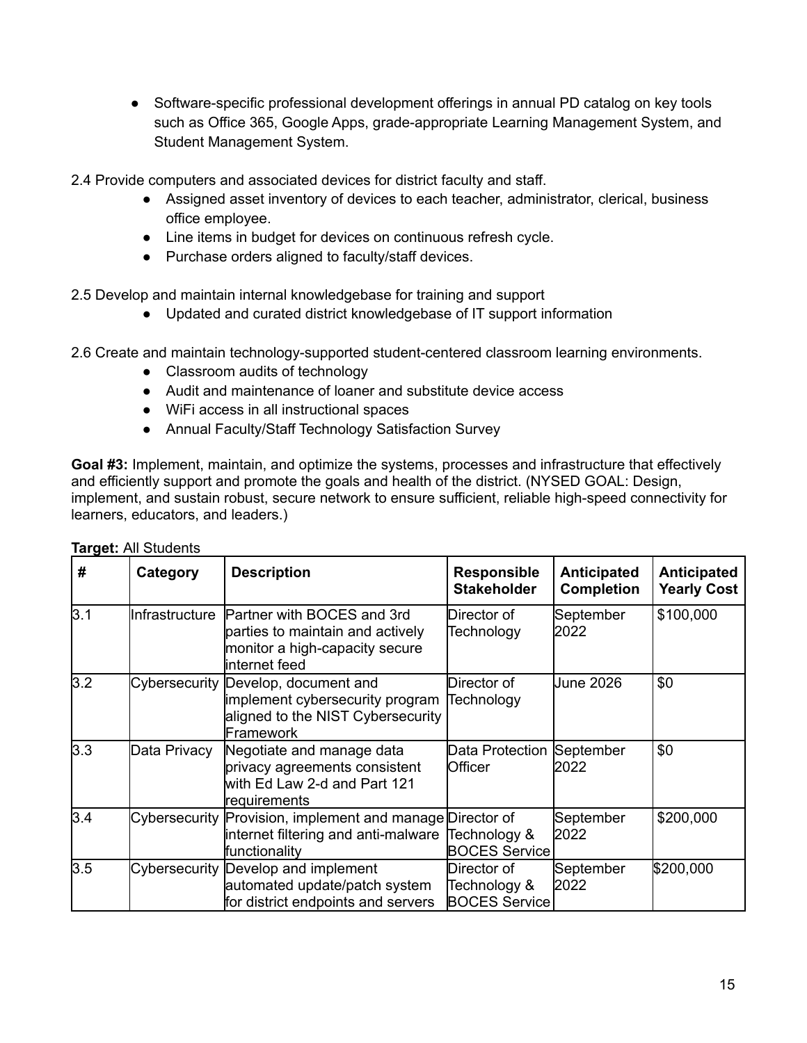- Software-specific professional development offerings in annual PD catalog on key tools such as Office 365, Google Apps, grade-appropriate Learning Management System, and Student Management System.

2.4 Provide computers and associated devices for district faculty and staff.

- Assigned asset inventory of devices to each teacher, administrator, clerical, business office employee.
- Line items in budget for devices on continuous refresh cycle.
- Purchase orders aligned to faculty/staff devices.

2.5 Develop and maintain internal knowledgebase for training and support

- Updated and curated district knowledgebase of IT support information

2.6 Create and maintain technology-supported student-centered classroom learning environments.

- Classroom audits of technology
- Audit and maintenance of loaner and substitute device access
- WiFi access in all instructional spaces
- Annual Faculty/Staff Technology Satisfaction Survey

**Goal #3:** Implement, maintain, and optimize the systems, processes and infrastructure that effectively and efficiently support and promote the goals and health of the district. (NYSED GOAL: Design, implement, and sustain robust, secure network to ensure sufficient, reliable high-speed connectivity for learners, educators, and leaders.)

**Target:** All Students

| # | Category | Description | Responsible Stakeholder | Anticipated Completion | Anticipated Yearly Cost |
|---|---|---|---|---|---|
| 3.1 | Infrastructure | Partner with BOCES and 3rd parties to maintain and actively monitor a high-capacity secure internet feed | Director of Technology | September 2022 | $100,000 |
| 3.2 | Cybersecurity | Develop, document and implement cybersecurity program aligned to the NIST Cybersecurity Framework | Director of Technology | June 2026 | $0 |
| 3.3 | Data Privacy | Negotiate and manage data privacy agreements consistent with Ed Law 2-d and Part 121 requirements | Data Protection Officer | September 2022 | $0 |
| 3.4 | Cybersecurity | Provision, implement and manage internet filtering and anti-malware functionality | Director of Technology & BOCES Service | September 2022 | $200,000 |
| 3.5 | Cybersecurity | Develop and implement automated update/patch system for district endpoints and servers | Director of Technology & BOCES Service | September 2022 | $200,000 |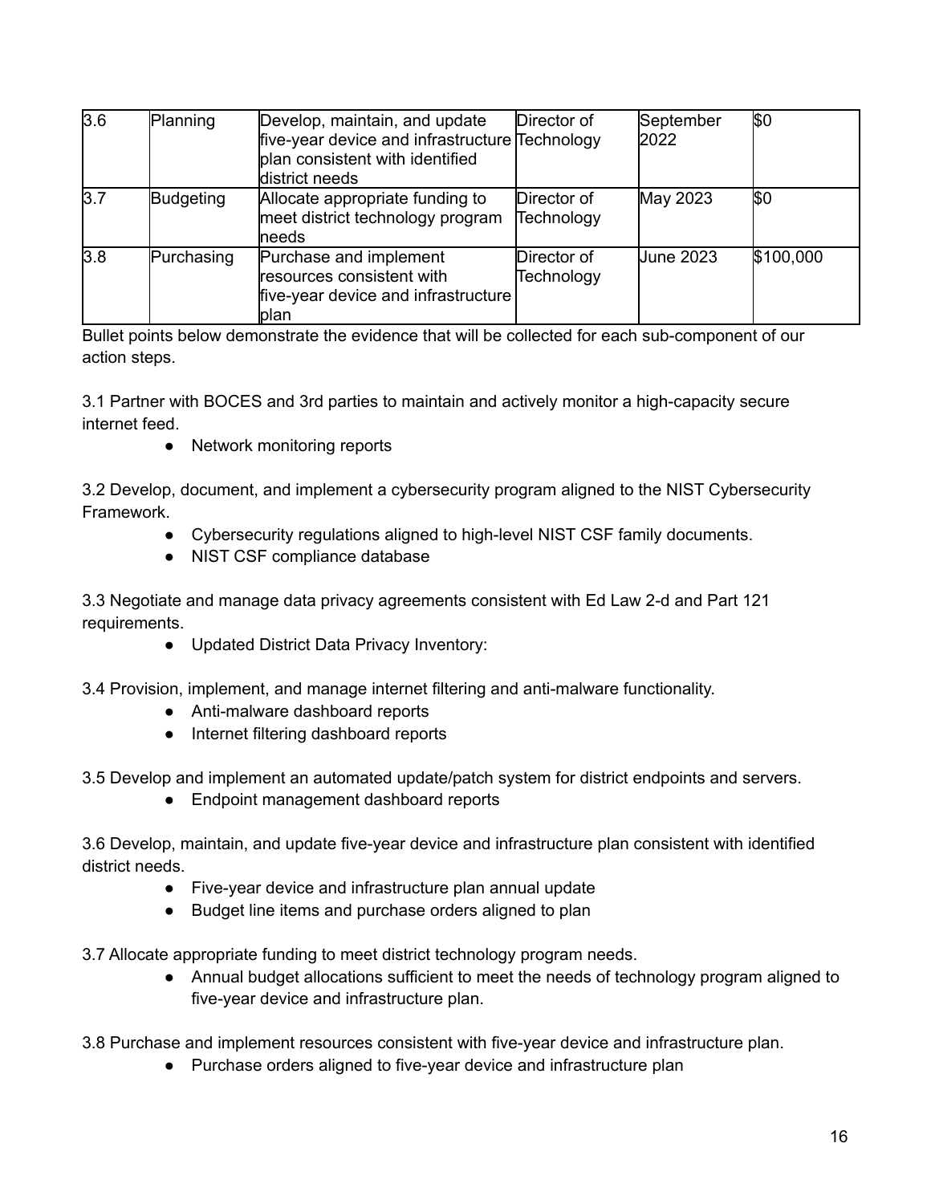| 3.6 | Planning | Develop, maintain, and update five-year device and infrastructure plan consistent with identified district needs | Director of Technology | September 2022 | $0 |
|---|---|---|---|---|---|
| 3.7 | Budgeting | Allocate appropriate funding to meet district technology program needs | Director of Technology | May 2023 | $0 |
| 3.8 | Purchasing | Purchase and implement resources consistent with five-year device and infrastructure plan | Director of Technology | June 2023 | $100,000 |

Bullet points below demonstrate the evidence that will be collected for each sub-component of our action steps.

3.1 Partner with BOCES and 3rd parties to maintain and actively monitor a high-capacity secure internet feed.

- Network monitoring reports

3.2 Develop, document, and implement a cybersecurity program aligned to the NIST Cybersecurity Framework.

- Cybersecurity regulations aligned to high-level NIST CSF family documents.
- NIST CSF compliance database

3.3 Negotiate and manage data privacy agreements consistent with Ed Law 2-d and Part 121 requirements.

- Updated District Data Privacy Inventory:

3.4 Provision, implement, and manage internet filtering and anti-malware functionality.

- Anti-malware dashboard reports
- Internet filtering dashboard reports

3.5 Develop and implement an automated update/patch system for district endpoints and servers.

- Endpoint management dashboard reports

3.6 Develop, maintain, and update five-year device and infrastructure plan consistent with identified district needs.

- Five-year device and infrastructure plan annual update
- Budget line items and purchase orders aligned to plan

3.7 Allocate appropriate funding to meet district technology program needs.

- Annual budget allocations sufficient to meet the needs of technology program aligned to five-year device and infrastructure plan.

3.8 Purchase and implement resources consistent with five-year device and infrastructure plan.

- Purchase orders aligned to five-year device and infrastructure plan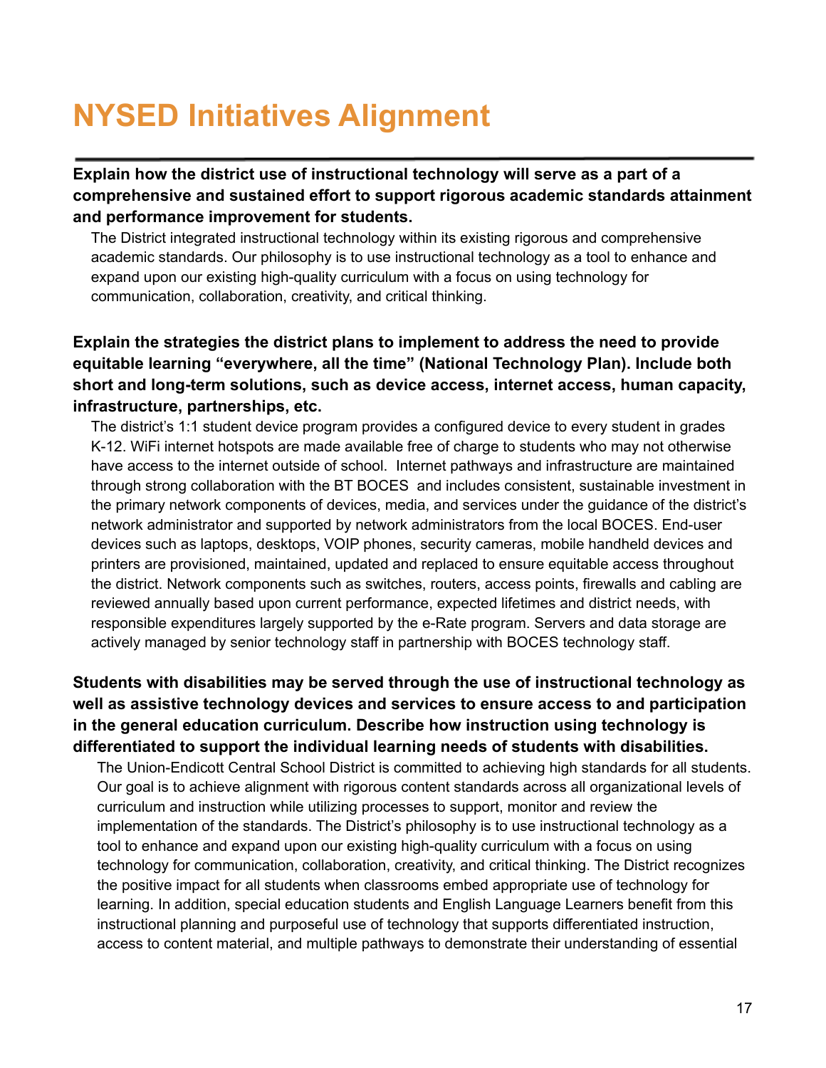# NYSED Initiatives Alignment

**Explain how the district use of instructional technology will serve as a part of a comprehensive and sustained effort to support rigorous academic standards attainment and performance improvement for students.**

The District integrated instructional technology within its existing rigorous and comprehensive academic standards. Our philosophy is to use instructional technology as a tool to enhance and expand upon our existing high-quality curriculum with a focus on using technology for communication, collaboration, creativity, and critical thinking.

**Explain the strategies the district plans to implement to address the need to provide equitable learning "everywhere, all the time" (National Technology Plan). Include both short and long-term solutions, such as device access, internet access, human capacity, infrastructure, partnerships, etc.**

The district's 1:1 student device program provides a configured device to every student in grades K-12. WiFi internet hotspots are made available free of charge to students who may not otherwise have access to the internet outside of school. Internet pathways and infrastructure are maintained through strong collaboration with the BT BOCES and includes consistent, sustainable investment in the primary network components of devices, media, and services under the guidance of the district's network administrator and supported by network administrators from the local BOCES. End-user devices such as laptops, desktops, VOIP phones, security cameras, mobile handheld devices and printers are provisioned, maintained, updated and replaced to ensure equitable access throughout the district. Network components such as switches, routers, access points, firewalls and cabling are reviewed annually based upon current performance, expected lifetimes and district needs, with responsible expenditures largely supported by the e-Rate program. Servers and data storage are actively managed by senior technology staff in partnership with BOCES technology staff.

**Students with disabilities may be served through the use of instructional technology as well as assistive technology devices and services to ensure access to and participation in the general education curriculum. Describe how instruction using technology is differentiated to support the individual learning needs of students with disabilities.**

The Union-Endicott Central School District is committed to achieving high standards for all students. Our goal is to achieve alignment with rigorous content standards across all organizational levels of curriculum and instruction while utilizing processes to support, monitor and review the implementation of the standards. The District's philosophy is to use instructional technology as a tool to enhance and expand upon our existing high-quality curriculum with a focus on using technology for communication, collaboration, creativity, and critical thinking. The District recognizes the positive impact for all students when classrooms embed appropriate use of technology for learning. In addition, special education students and English Language Learners benefit from this instructional planning and purposeful use of technology that supports differentiated instruction, access to content material, and multiple pathways to demonstrate their understanding of essential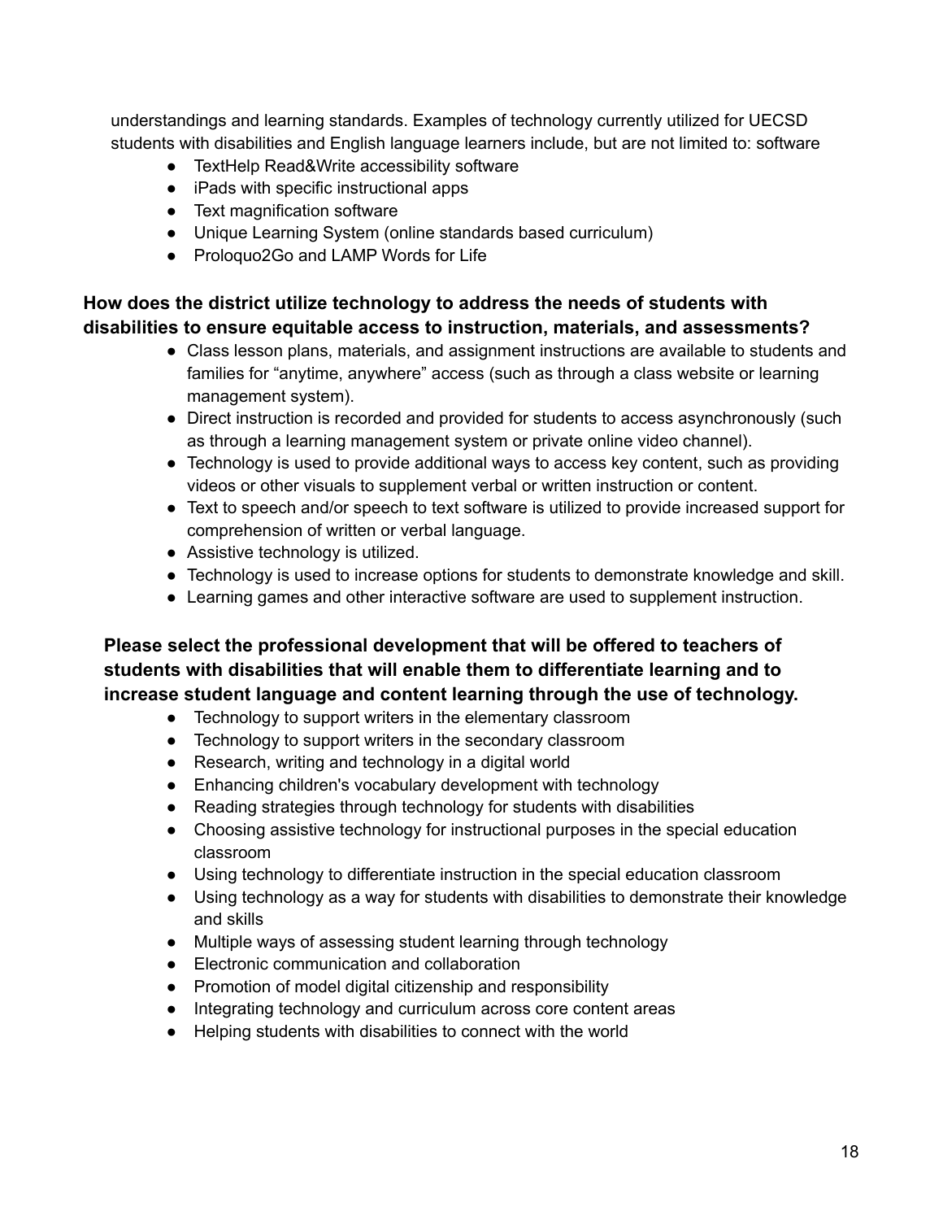understandings and learning standards. Examples of technology currently utilized for UECSD students with disabilities and English language learners include, but are not limited to: software

- TextHelp Read&Write accessibility software
- iPads with specific instructional apps
- Text magnification software
- Unique Learning System (online standards based curriculum)
- Proloquo2Go and LAMP Words for Life

**How does the district utilize technology to address the needs of students with disabilities to ensure equitable access to instruction, materials, and assessments?**

- Class lesson plans, materials, and assignment instructions are available to students and families for "anytime, anywhere" access (such as through a class website or learning management system).
- Direct instruction is recorded and provided for students to access asynchronously (such as through a learning management system or private online video channel).
- Technology is used to provide additional ways to access key content, such as providing videos or other visuals to supplement verbal or written instruction or content.
- Text to speech and/or speech to text software is utilized to provide increased support for comprehension of written or verbal language.
- Assistive technology is utilized.
- Technology is used to increase options for students to demonstrate knowledge and skill.
- Learning games and other interactive software are used to supplement instruction.

**Please select the professional development that will be offered to teachers of students with disabilities that will enable them to differentiate learning and to increase student language and content learning through the use of technology.**

- Technology to support writers in the elementary classroom
- Technology to support writers in the secondary classroom
- Research, writing and technology in a digital world
- Enhancing children's vocabulary development with technology
- Reading strategies through technology for students with disabilities
- Choosing assistive technology for instructional purposes in the special education classroom
- Using technology to differentiate instruction in the special education classroom
- Using technology as a way for students with disabilities to demonstrate their knowledge and skills
- Multiple ways of assessing student learning through technology
- Electronic communication and collaboration
- Promotion of model digital citizenship and responsibility
- Integrating technology and curriculum across core content areas
- Helping students with disabilities to connect with the world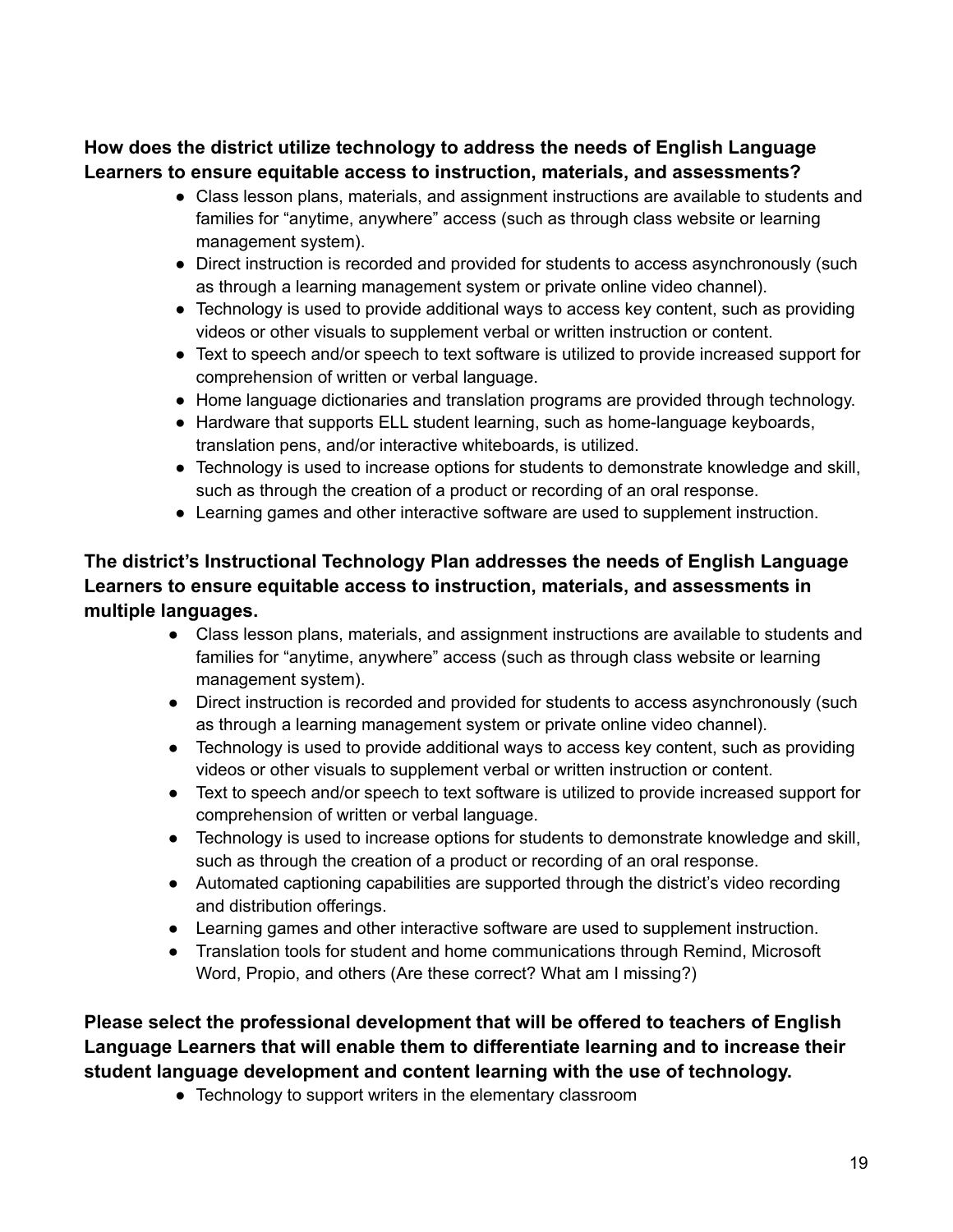**How does the district utilize technology to address the needs of English Language Learners to ensure equitable access to instruction, materials, and assessments?**

- Class lesson plans, materials, and assignment instructions are available to students and families for "anytime, anywhere" access (such as through class website or learning management system).
- Direct instruction is recorded and provided for students to access asynchronously (such as through a learning management system or private online video channel).
- Technology is used to provide additional ways to access key content, such as providing videos or other visuals to supplement verbal or written instruction or content.
- Text to speech and/or speech to text software is utilized to provide increased support for comprehension of written or verbal language.
- Home language dictionaries and translation programs are provided through technology.
- Hardware that supports ELL student learning, such as home-language keyboards, translation pens, and/or interactive whiteboards, is utilized.
- Technology is used to increase options for students to demonstrate knowledge and skill, such as through the creation of a product or recording of an oral response.
- Learning games and other interactive software are used to supplement instruction.

**The district's Instructional Technology Plan addresses the needs of English Language Learners to ensure equitable access to instruction, materials, and assessments in multiple languages.**

- Class lesson plans, materials, and assignment instructions are available to students and families for "anytime, anywhere" access (such as through class website or learning management system).
- Direct instruction is recorded and provided for students to access asynchronously (such as through a learning management system or private online video channel).
- Technology is used to provide additional ways to access key content, such as providing videos or other visuals to supplement verbal or written instruction or content.
- Text to speech and/or speech to text software is utilized to provide increased support for comprehension of written or verbal language.
- Technology is used to increase options for students to demonstrate knowledge and skill, such as through the creation of a product or recording of an oral response.
- Automated captioning capabilities are supported through the district's video recording and distribution offerings.
- Learning games and other interactive software are used to supplement instruction.
- Translation tools for student and home communications through Remind, Microsoft Word, Propio, and others (Are these correct? What am I missing?)

**Please select the professional development that will be offered to teachers of English Language Learners that will enable them to differentiate learning and to increase their student language development and content learning with the use of technology.**

- Technology to support writers in the elementary classroom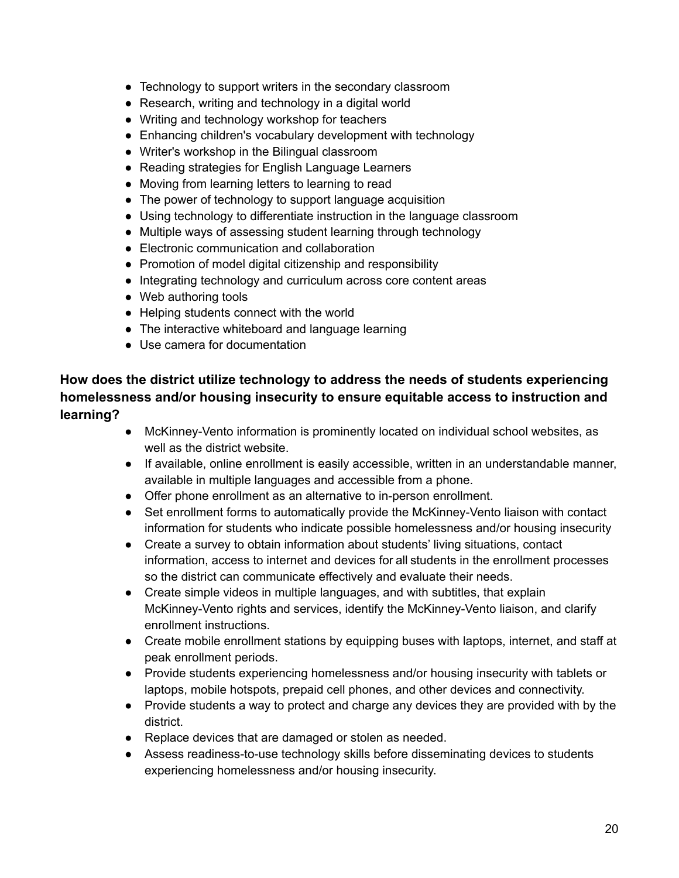- Technology to support writers in the secondary classroom
- Research, writing and technology in a digital world
- Writing and technology workshop for teachers
- Enhancing children's vocabulary development with technology
- Writer's workshop in the Bilingual classroom
- Reading strategies for English Language Learners
- Moving from learning letters to learning to read
- The power of technology to support language acquisition
- Using technology to differentiate instruction in the language classroom
- Multiple ways of assessing student learning through technology
- Electronic communication and collaboration
- Promotion of model digital citizenship and responsibility
- Integrating technology and curriculum across core content areas
- Web authoring tools
- Helping students connect with the world
- The interactive whiteboard and language learning
- Use camera for documentation

**How does the district utilize technology to address the needs of students experiencing homelessness and/or housing insecurity to ensure equitable access to instruction and learning?**

- McKinney-Vento information is prominently located on individual school websites, as well as the district website.
- If available, online enrollment is easily accessible, written in an understandable manner, available in multiple languages and accessible from a phone.
- Offer phone enrollment as an alternative to in-person enrollment.
- Set enrollment forms to automatically provide the McKinney-Vento liaison with contact information for students who indicate possible homelessness and/or housing insecurity
- Create a survey to obtain information about students' living situations, contact information, access to internet and devices for all students in the enrollment processes so the district can communicate effectively and evaluate their needs.
- Create simple videos in multiple languages, and with subtitles, that explain McKinney-Vento rights and services, identify the McKinney-Vento liaison, and clarify enrollment instructions.
- Create mobile enrollment stations by equipping buses with laptops, internet, and staff at peak enrollment periods.
- Provide students experiencing homelessness and/or housing insecurity with tablets or laptops, mobile hotspots, prepaid cell phones, and other devices and connectivity.
- Provide students a way to protect and charge any devices they are provided with by the district.
- Replace devices that are damaged or stolen as needed.
- Assess readiness-to-use technology skills before disseminating devices to students experiencing homelessness and/or housing insecurity.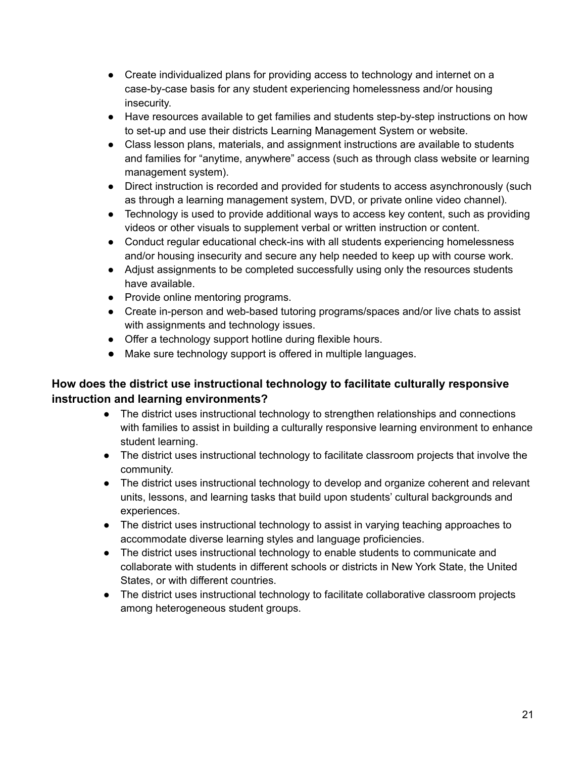- Create individualized plans for providing access to technology and internet on a case-by-case basis for any student experiencing homelessness and/or housing insecurity.
- Have resources available to get families and students step-by-step instructions on how to set-up and use their districts Learning Management System or website.
- Class lesson plans, materials, and assignment instructions are available to students and families for "anytime, anywhere" access (such as through class website or learning management system).
- Direct instruction is recorded and provided for students to access asynchronously (such as through a learning management system, DVD, or private online video channel).
- Technology is used to provide additional ways to access key content, such as providing videos or other visuals to supplement verbal or written instruction or content.
- Conduct regular educational check-ins with all students experiencing homelessness and/or housing insecurity and secure any help needed to keep up with course work.
- Adjust assignments to be completed successfully using only the resources students have available.
- Provide online mentoring programs.
- Create in-person and web-based tutoring programs/spaces and/or live chats to assist with assignments and technology issues.
- Offer a technology support hotline during flexible hours.
- Make sure technology support is offered in multiple languages.

**How does the district use instructional technology to facilitate culturally responsive instruction and learning environments?**

- The district uses instructional technology to strengthen relationships and connections with families to assist in building a culturally responsive learning environment to enhance student learning.
- The district uses instructional technology to facilitate classroom projects that involve the community.
- The district uses instructional technology to develop and organize coherent and relevant units, lessons, and learning tasks that build upon students' cultural backgrounds and experiences.
- The district uses instructional technology to assist in varying teaching approaches to accommodate diverse learning styles and language proficiencies.
- The district uses instructional technology to enable students to communicate and collaborate with students in different schools or districts in New York State, the United States, or with different countries.
- The district uses instructional technology to facilitate collaborative classroom projects among heterogeneous student groups.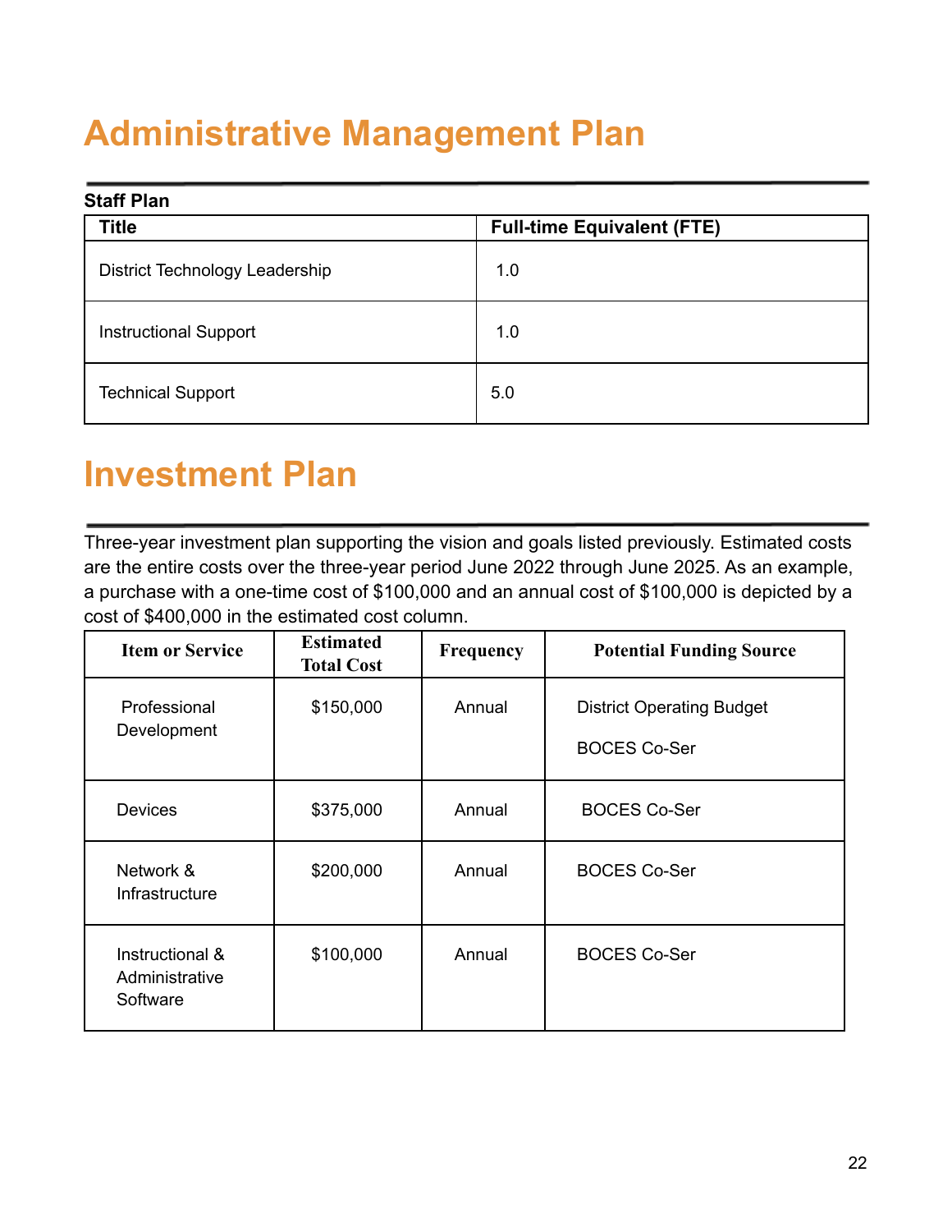# Administrative Management Plan

**Staff Plan**

| Title | Full-time Equivalent (FTE) |
| --- | --- |
| District Technology Leadership | 1.0 |
| Instructional Support | 1.0 |
| Technical Support | 5.0 |

# Investment Plan

Three-year investment plan supporting the vision and goals listed previously. Estimated costs are the entire costs over the three-year period June 2022 through June 2025. As an example, a purchase with a one-time cost of $100,000 and an annual cost of $100,000 is depicted by a cost of $400,000 in the estimated cost column.

| Item or Service | Estimated Total Cost | Frequency | Potential Funding Source |
| --- | --- | --- | --- |
| Professional Development | $150,000 | Annual | District Operating Budget<br>BOCES Co-Ser |
| Devices | $375,000 | Annual | BOCES Co-Ser |
| Network & Infrastructure | $200,000 | Annual | BOCES Co-Ser |
| Instructional & Administrative Software | $100,000 | Annual | BOCES Co-Ser |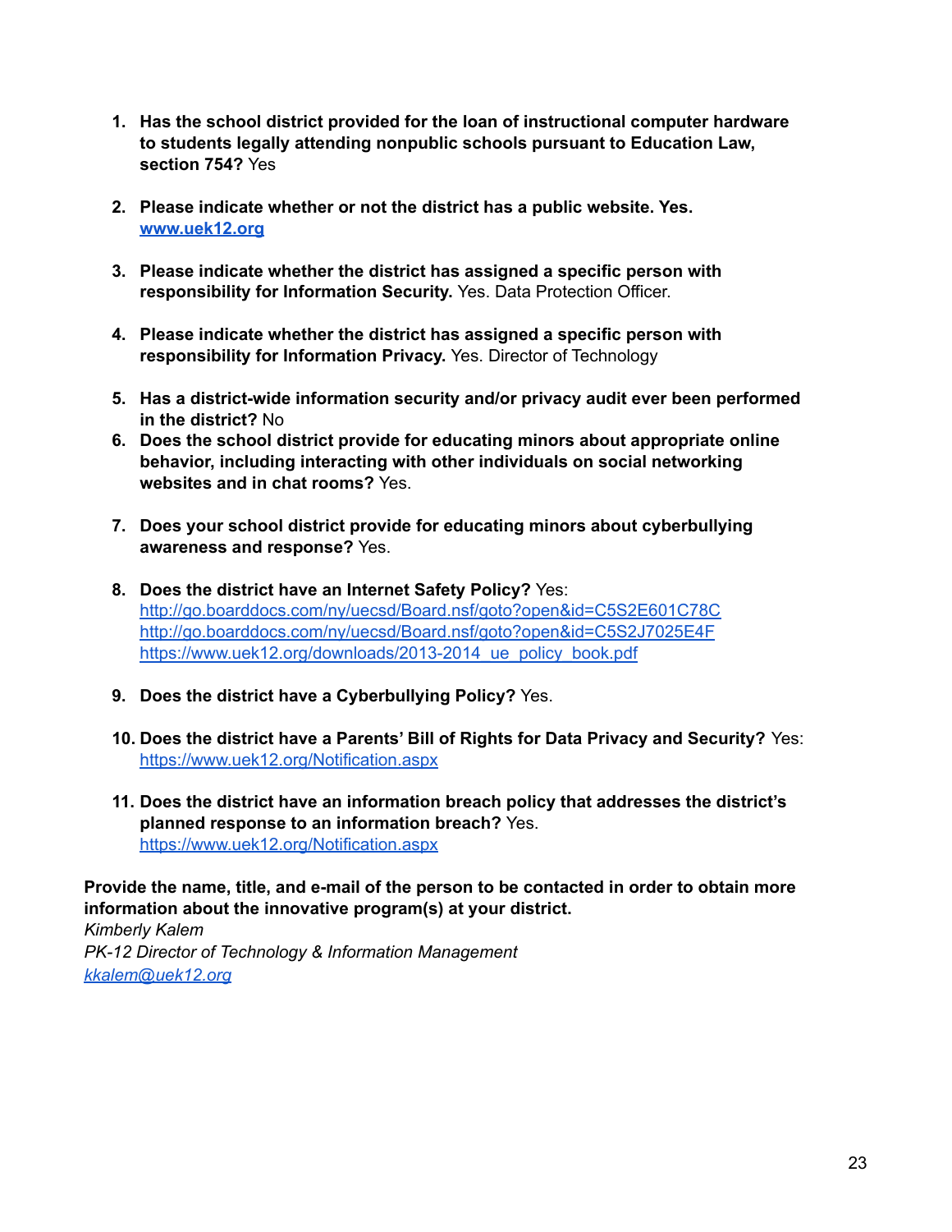1. **Has the school district provided for the loan of instructional computer hardware to students legally attending nonpublic schools pursuant to Education Law, section 754?** Yes

2. **Please indicate whether or not the district has a public website. Yes. [www.uek12.org](http://www.uek12.org)**

3. **Please indicate whether the district has assigned a specific person with responsibility for Information Security.** Yes. Data Protection Officer.

4. **Please indicate whether the district has assigned a specific person with responsibility for Information Privacy.** Yes. Director of Technology

5. **Has a district-wide information security and/or privacy audit ever been performed in the district?** No

6. **Does the school district provide for educating minors about appropriate online behavior, including interacting with other individuals on social networking websites and in chat rooms?** Yes.

7. **Does your school district provide for educating minors about cyberbullying awareness and response?** Yes.

8. **Does the district have an Internet Safety Policy?** Yes:
   http://go.boarddocs.com/ny/uecsd/Board.nsf/goto?open&id=C5S2E601C78C
   http://go.boarddocs.com/ny/uecsd/Board.nsf/goto?open&id=C5S2J7025E4F
   https://www.uek12.org/downloads/2013-2014_ue_policy_book.pdf

9. **Does the district have a Cyberbullying Policy?** Yes.

10. **Does the district have a Parents' Bill of Rights for Data Privacy and Security?** Yes:
    https://www.uek12.org/Notification.aspx

11. **Does the district have an information breach policy that addresses the district's planned response to an information breach?** Yes.
    https://www.uek12.org/Notification.aspx

**Provide the name, title, and e-mail of the person to be contacted in order to obtain more information about the innovative program(s) at your district.**
*Kimberly Kalem*
*PK-12 Director of Technology & Information Management*
*kkalem@uek12.org*